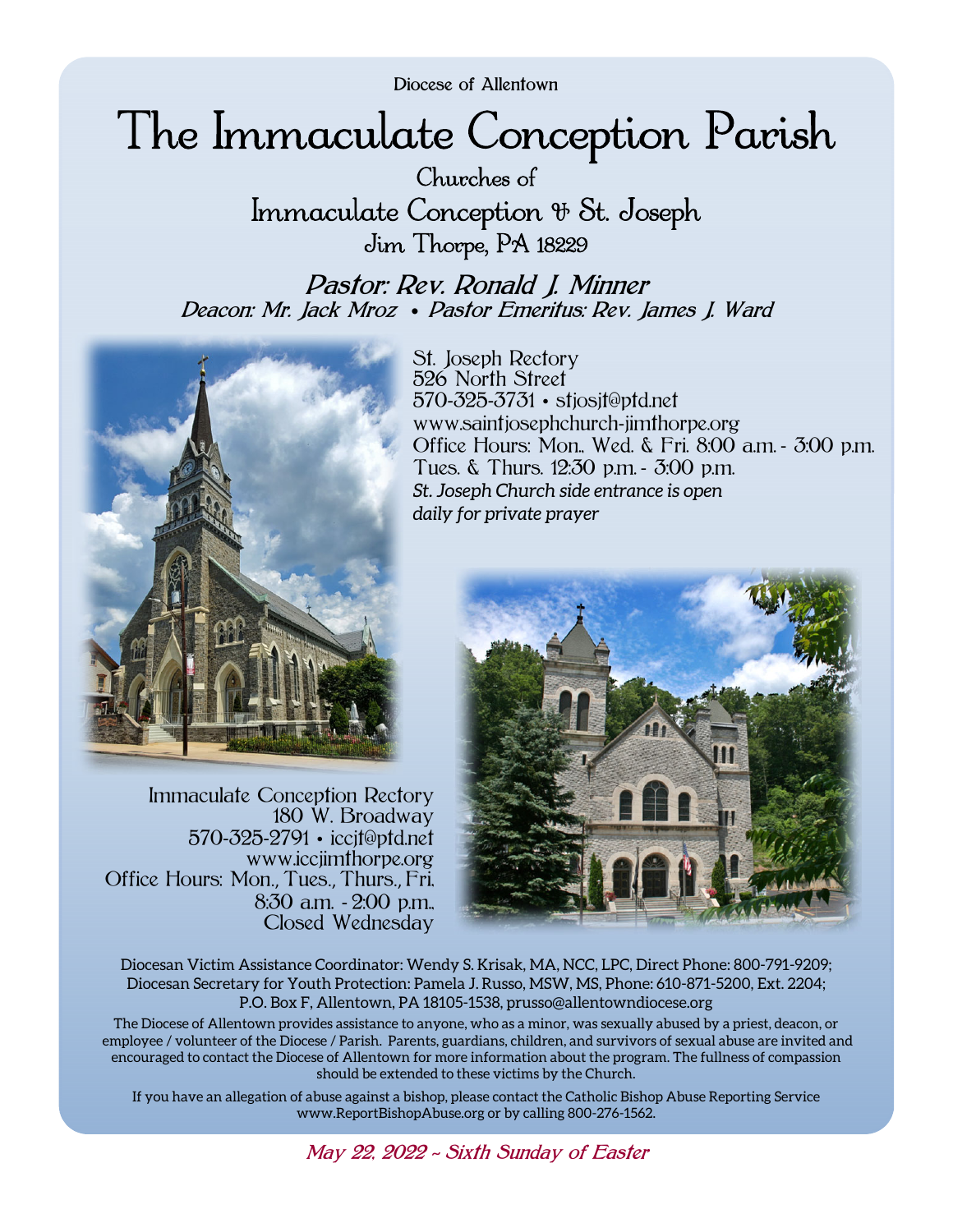Diocese of Allentown

# The Immaculate Conception Parish

## Churches of
## Immaculate Conception & St. Joseph
### Jim Thorpe, PA 18229

***Pastor: Rev. Ronald J. Minner***

***Deacon: Mr. Jack Mroz • Pastor Emeritus: Rev. James J. Ward***

St. Joseph Rectory
526 North Street
570-325-3731 • stjosjt@ptd.net
www.saintjosephchurch-jimthorpe.org
Office Hours: Mon., Wed. & Fri. 8:00 a.m. - 3:00 p.m.
Tues. & Thurs. 12:30 p.m. - 3:00 p.m.
*St. Joseph Church side entrance is open daily for private prayer*

Immaculate Conception Rectory
180 W. Broadway
570-325-2791 • iccjt@ptd.net
www.iccjimthorpe.org
Office Hours: Mon., Tues., Thurs., Fri.
8:30 a.m. - 2:00 p.m.,
Closed Wednesday

Diocesan Victim Assistance Coordinator: Wendy S. Krisak, MA, NCC, LPC, Direct Phone: 800-791-9209;
Diocesan Secretary for Youth Protection: Pamela J. Russo, MSW, MS, Phone: 610-871-5200, Ext. 2204;
P.O. Box F, Allentown, PA 18105-1538, prusso@allentowndiocese.org

The Diocese of Allentown provides assistance to anyone, who as a minor, was sexually abused by a priest, deacon, or employee / volunteer of the Diocese / Parish. Parents, guardians, children, and survivors of sexual abuse are invited and encouraged to contact the Diocese of Allentown for more information about the program. The fullness of compassion should be extended to these victims by the Church.

If you have an allegation of abuse against a bishop, please contact the Catholic Bishop Abuse Reporting Service www.ReportBishopAbuse.org or by calling 800-276-1562.

*May 22, 2022 ~ Sixth Sunday of Easter*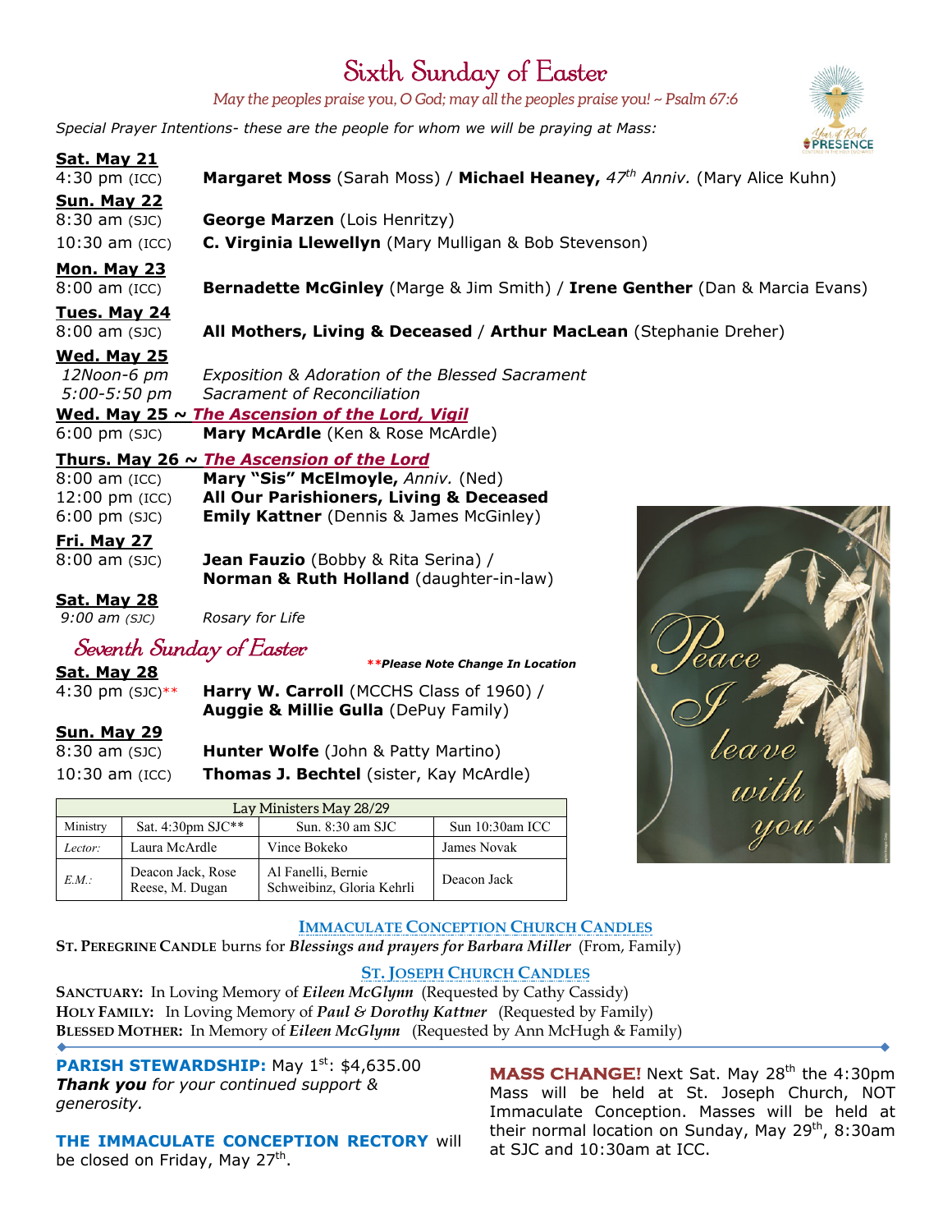# Sixth Sunday of Easter

*May the peoples praise you, O God; may all the peoples praise you! ~ Psalm 67:6*

*Special Prayer Intentions- these are the people for whom we will be praying at Mass:*

**Sat. May 21**
4:30 pm (ICC) — **Margaret Moss** (Sarah Moss) / **Michael Heaney,** *47th Anniv.* (Mary Alice Kuhn)

**Sun. May 22**
8:30 am (SJC) — **George Marzen** (Lois Henritzy)
10:30 am (ICC) — **C. Virginia Llewellyn** (Mary Mulligan & Bob Stevenson)

**Mon. May 23**
8:00 am (ICC) — **Bernadette McGinley** (Marge & Jim Smith) / **Irene Genther** (Dan & Marcia Evans)

**Tues. May 24**
8:00 am (SJC) — **All Mothers, Living & Deceased** / **Arthur MacLean** (Stephanie Dreher)

**Wed. May 25**
*12Noon-6 pm* — *Exposition & Adoration of the Blessed Sacrament*
*5:00-5:50 pm* — *Sacrament of Reconciliation*

**Wed. May 25 ~ *The Ascension of the Lord, Vigil***
6:00 pm (SJC) — **Mary McArdle** (Ken & Rose McArdle)

**Thurs. May 26 ~ *The Ascension of the Lord***
8:00 am (ICC) — **Mary "Sis" McElmoyle,** *Anniv.* (Ned)
12:00 pm (ICC) — **All Our Parishioners, Living & Deceased**
6:00 pm (SJC) — **Emily Kattner** (Dennis & James McGinley)

**Fri. May 27**
8:00 am (SJC) — **Jean Fauzio** (Bobby & Rita Serina) / **Norman & Ruth Holland** (daughter-in-law)

**Sat. May 28**
*9:00 am (SJC)* — *Rosary for Life*

## Seventh Sunday of Easter

***Please Note Change In Location***

**Sat. May 28**
4:30 pm (SJC)** — **Harry W. Carroll** (MCCHS Class of 1960) / **Auggie & Millie Gulla** (DePuy Family)

**Sun. May 29**
8:30 am (SJC) — **Hunter Wolfe** (John & Patty Martino)
10:30 am (ICC) — **Thomas J. Bechtel** (sister, Kay McArdle)

| Lay Ministers May 28/29 | | | |
|---|---|---|---|
| Ministry | Sat. 4:30pm SJC** | Sun. 8:30 am SJC | Sun 10:30am ICC |
| *Lector:* | Laura McArdle | Vince Bokeko | James Novak |
| *E.M.:* | Deacon Jack, Rose Reese, M. Dugan | Al Fanelli, Bernie Schweibinz, Gloria Kehrli | Deacon Jack |

*Peace I leave with you*

### Immaculate Conception Church Candles

**St. Peregrine Candle** burns for ***Blessings and prayers for Barbara Miller*** (From, Family)

### St. Joseph Church Candles

**Sanctuary:** In Loving Memory of ***Eileen McGlynn*** (Requested by Cathy Cassidy)
**Holy Family:** In Loving Memory of ***Paul & Dorothy Kattner*** (Requested by Family)
**Blessed Mother:** In Memory of ***Eileen McGlynn*** (Requested by Ann McHugh & Family)

**PARISH STEWARDSHIP:** May 1st: $4,635.00
***Thank you*** *for your continued support & generosity.*

**THE IMMACULATE CONCEPTION RECTORY** will be closed on Friday, May 27th.

**MASS CHANGE!** Next Sat. May 28th the 4:30pm Mass will be held at St. Joseph Church, NOT Immaculate Conception. Masses will be held at their normal location on Sunday, May 29th, 8:30am at SJC and 10:30am at ICC.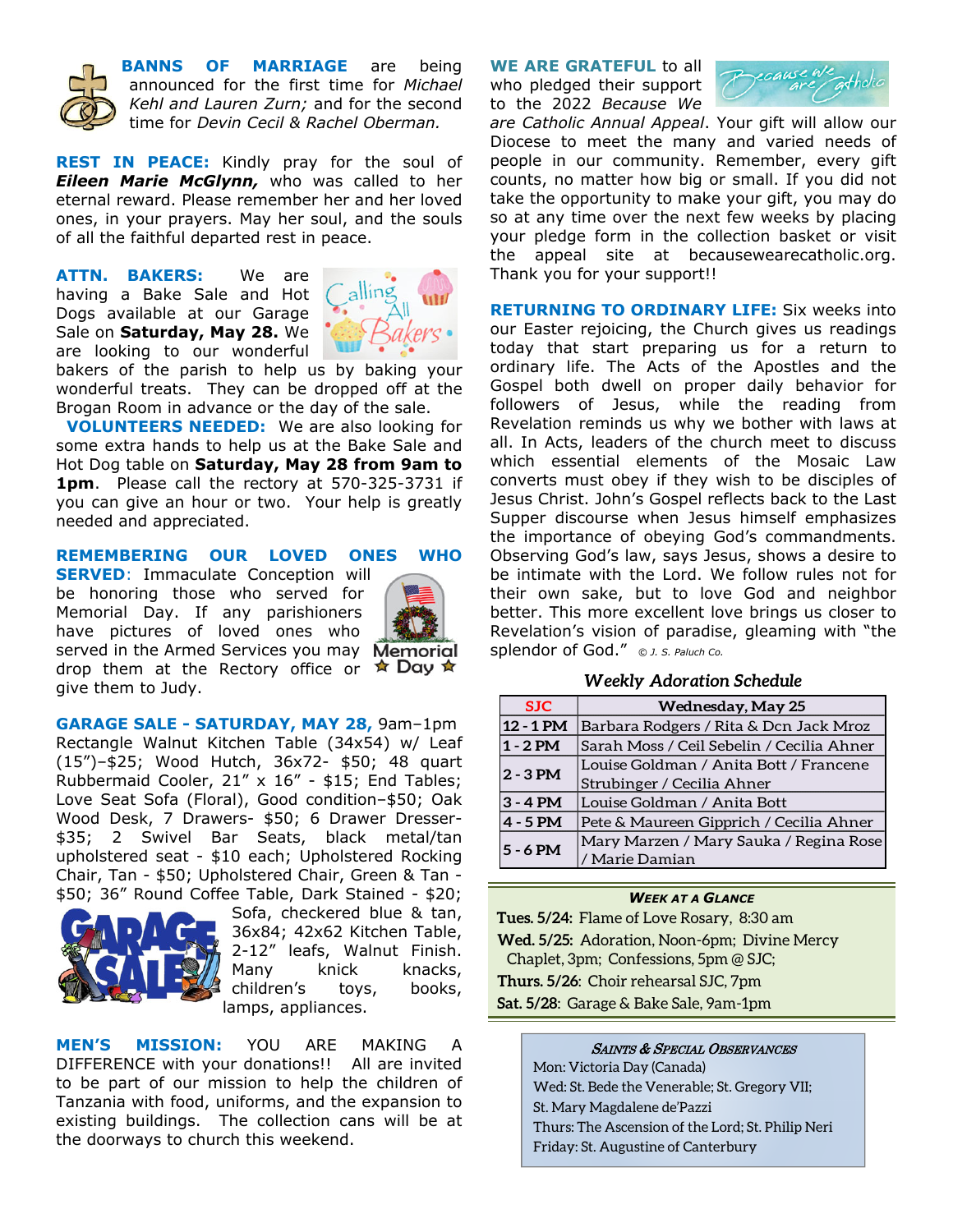**BANNS OF MARRIAGE** are being announced for the first time for *Michael Kehl and Lauren Zurn;* and for the second time for *Devin Cecil & Rachel Oberman.*

**REST IN PEACE:** Kindly pray for the soul of ***Eileen Marie McGlynn,*** who was called to her eternal reward. Please remember her and her loved ones, in your prayers. May her soul, and the souls of all the faithful departed rest in peace.

**ATTN. BAKERS:** We are having a Bake Sale and Hot Dogs available at our Garage Sale on **Saturday, May 28.** We are looking to our wonderful bakers of the parish to help us by baking your wonderful treats. They can be dropped off at the Brogan Room in advance or the day of the sale.

**VOLUNTEERS NEEDED:** We are also looking for some extra hands to help us at the Bake Sale and Hot Dog table on **Saturday, May 28 from 9am to 1pm**. Please call the rectory at 570-325-3731 if you can give an hour or two. Your help is greatly needed and appreciated.

**REMEMBERING OUR LOVED ONES WHO SERVED**: Immaculate Conception will be honoring those who served for Memorial Day. If any parishioners have pictures of loved ones who served in the Armed Services you may drop them at the Rectory office or give them to Judy.

**GARAGE SALE - SATURDAY, MAY 28,** 9am–1pm Rectangle Walnut Kitchen Table (34x54) w/ Leaf (15")–$25; Wood Hutch, 36x72- $50; 48 quart Rubbermaid Cooler, 21" x 16" - $15; End Tables; Love Seat Sofa (Floral), Good condition–$50; Oak Wood Desk, 7 Drawers- $50; 6 Drawer Dresser- $35; 2 Swivel Bar Seats, black metal/tan upholstered seat - $10 each; Upholstered Rocking Chair, Tan - $50; Upholstered Chair, Green & Tan - $50; 36" Round Coffee Table, Dark Stained - $20; Sofa, checkered blue & tan, 36x84; 42x62 Kitchen Table, 2-12" leafs, Walnut Finish. Many knick knacks, children's toys, books, lamps, appliances.

**MEN'S MISSION:** YOU ARE MAKING A DIFFERENCE with your donations!! All are invited to be part of our mission to help the children of Tanzania with food, uniforms, and the expansion to existing buildings. The collection cans will be at the doorways to church this weekend.

**WE ARE GRATEFUL** to all who pledged their support to the 2022 *Because We are Catholic Annual Appeal*. Your gift will allow our Diocese to meet the many and varied needs of people in our community. Remember, every gift counts, no matter how big or small. If you did not take the opportunity to make your gift, you may do so at any time over the next few weeks by placing your pledge form in the collection basket or visit the appeal site at becausewearecatholic.org. Thank you for your support!!

**RETURNING TO ORDINARY LIFE:** Six weeks into our Easter rejoicing, the Church gives us readings today that start preparing us for a return to ordinary life. The Acts of the Apostles and the Gospel both dwell on proper daily behavior for followers of Jesus, while the reading from Revelation reminds us why we bother with laws at all. In Acts, leaders of the church meet to discuss which essential elements of the Mosaic Law converts must obey if they wish to be disciples of Jesus Christ. John's Gospel reflects back to the Last Supper discourse when Jesus himself emphasizes the importance of obeying God's commandments. Observing God's law, says Jesus, shows a desire to be intimate with the Lord. We follow rules not for their own sake, but to love God and neighbor better. This more excellent love brings us closer to Revelation's vision of paradise, gleaming with "the splendor of God." © J. S. Paluch Co.

*Weekly Adoration Schedule*

| SJC | Wednesday, May 25 |
|---|---|
| 12 - 1 PM | Barbara Rodgers / Rita & Dcn Jack Mroz |
| 1 - 2 PM | Sarah Moss / Ceil Sebelin / Cecilia Ahner |
| 2 - 3 PM | Louise Goldman / Anita Bott / Francene Strubinger / Cecilia Ahner |
| 3 - 4 PM | Louise Goldman / Anita Bott |
| 4 - 5 PM | Pete & Maureen Gipprich / Cecilia Ahner |
| 5 - 6 PM | Mary Marzen / Mary Sauka / Regina Rose / Marie Damian |

***WEEK AT A GLANCE***

**Tues. 5/24:** Flame of Love Rosary, 8:30 am
**Wed. 5/25:** Adoration, Noon-6pm; Divine Mercy Chaplet, 3pm; Confessions, 5pm @ SJC;
**Thurs. 5/26**: Choir rehearsal SJC, 7pm
**Sat. 5/28**: Garage & Bake Sale, 9am-1pm

*SAINTS & SPECIAL OBSERVANCES*

Mon: Victoria Day (Canada)
Wed: St. Bede the Venerable; St. Gregory VII; St. Mary Magdalene de'Pazzi
Thurs: The Ascension of the Lord; St. Philip Neri
Friday: St. Augustine of Canterbury